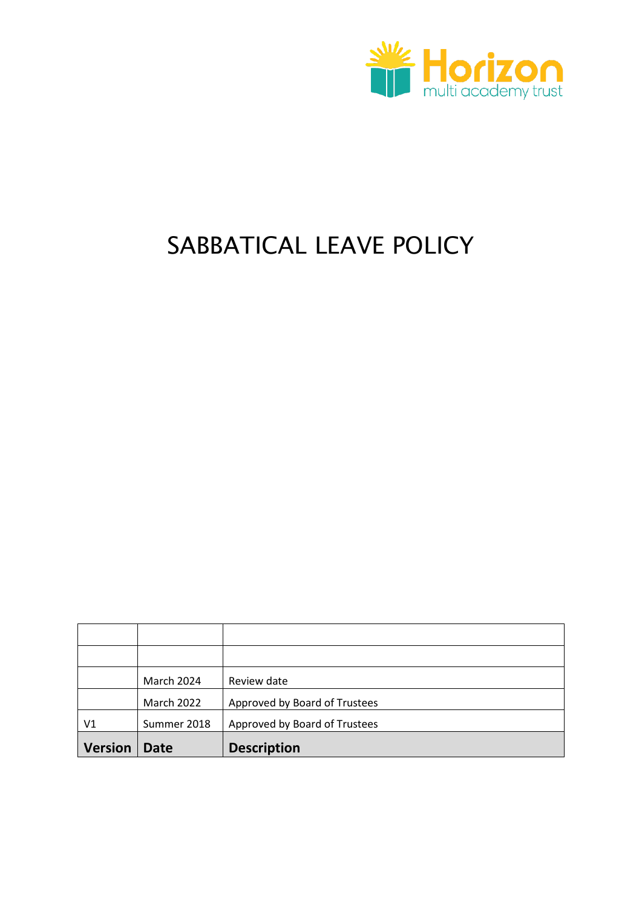Horizon
multi academy trust

# SABBATICAL LEAVE POLICY

| | | |
|---|---|---|
| | | |
| | | |
| | March 2024 | Review date |
| | March 2022 | Approved by Board of Trustees |
| V1 | Summer 2018 | Approved by Board of Trustees |
| **Version** | **Date** | **Description** |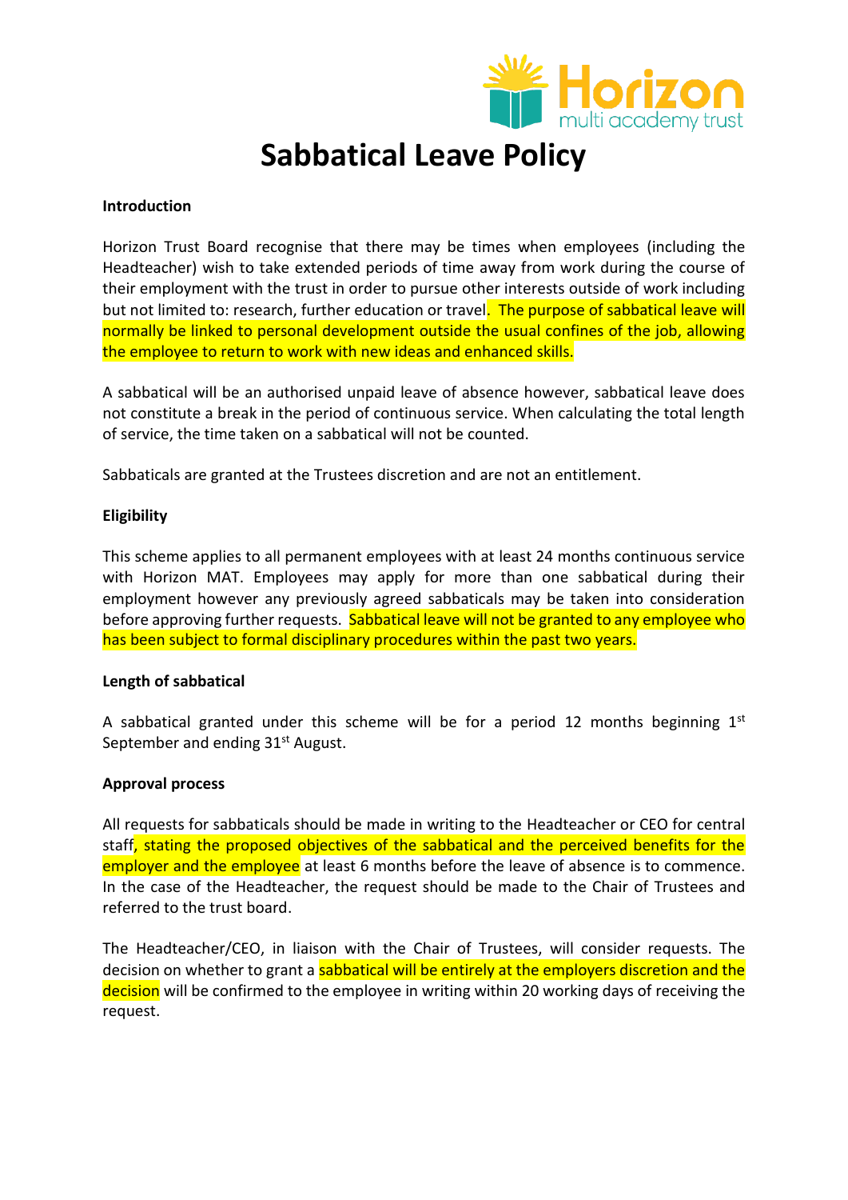# Sabbatical Leave Policy

**Introduction**

Horizon Trust Board recognise that there may be times when employees (including the Headteacher) wish to take extended periods of time away from work during the course of their employment with the trust in order to pursue other interests outside of work including but not limited to: research, further education or travel. The purpose of sabbatical leave will normally be linked to personal development outside the usual confines of the job, allowing the employee to return to work with new ideas and enhanced skills.

A sabbatical will be an authorised unpaid leave of absence however, sabbatical leave does not constitute a break in the period of continuous service. When calculating the total length of service, the time taken on a sabbatical will not be counted.

Sabbaticals are granted at the Trustees discretion and are not an entitlement.

**Eligibility**

This scheme applies to all permanent employees with at least 24 months continuous service with Horizon MAT. Employees may apply for more than one sabbatical during their employment however any previously agreed sabbaticals may be taken into consideration before approving further requests. Sabbatical leave will not be granted to any employee who has been subject to formal disciplinary procedures within the past two years.

**Length of sabbatical**

A sabbatical granted under this scheme will be for a period 12 months beginning 1st September and ending 31st August.

**Approval process**

All requests for sabbaticals should be made in writing to the Headteacher or CEO for central staff, stating the proposed objectives of the sabbatical and the perceived benefits for the employer and the employee at least 6 months before the leave of absence is to commence. In the case of the Headteacher, the request should be made to the Chair of Trustees and referred to the trust board.

The Headteacher/CEO, in liaison with the Chair of Trustees, will consider requests. The decision on whether to grant a sabbatical will be entirely at the employers discretion and the decision will be confirmed to the employee in writing within 20 working days of receiving the request.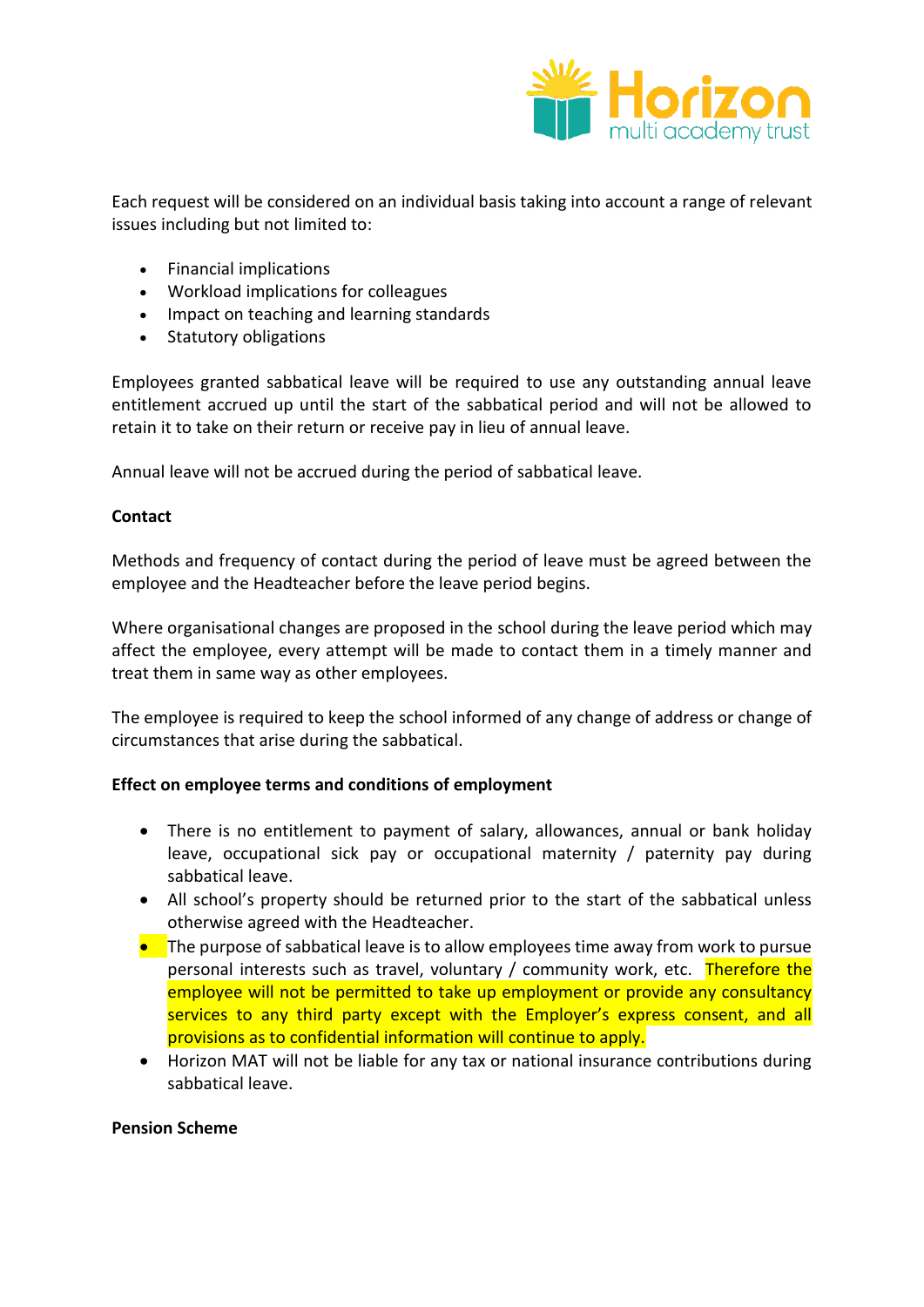Each request will be considered on an individual basis taking into account a range of relevant issues including but not limited to:

- Financial implications
- Workload implications for colleagues
- Impact on teaching and learning standards
- Statutory obligations

Employees granted sabbatical leave will be required to use any outstanding annual leave entitlement accrued up until the start of the sabbatical period and will not be allowed to retain it to take on their return or receive pay in lieu of annual leave.

Annual leave will not be accrued during the period of sabbatical leave.

**Contact**

Methods and frequency of contact during the period of leave must be agreed between the employee and the Headteacher before the leave period begins.

Where organisational changes are proposed in the school during the leave period which may affect the employee, every attempt will be made to contact them in a timely manner and treat them in same way as other employees.

The employee is required to keep the school informed of any change of address or change of circumstances that arise during the sabbatical.

**Effect on employee terms and conditions of employment**

- There is no entitlement to payment of salary, allowances, annual or bank holiday leave, occupational sick pay or occupational maternity / paternity pay during sabbatical leave.
- All school's property should be returned prior to the start of the sabbatical unless otherwise agreed with the Headteacher.
- The purpose of sabbatical leave is to allow employees time away from work to pursue personal interests such as travel, voluntary / community work, etc. Therefore the employee will not be permitted to take up employment or provide any consultancy services to any third party except with the Employer's express consent, and all provisions as to confidential information will continue to apply.
- Horizon MAT will not be liable for any tax or national insurance contributions during sabbatical leave.

**Pension Scheme**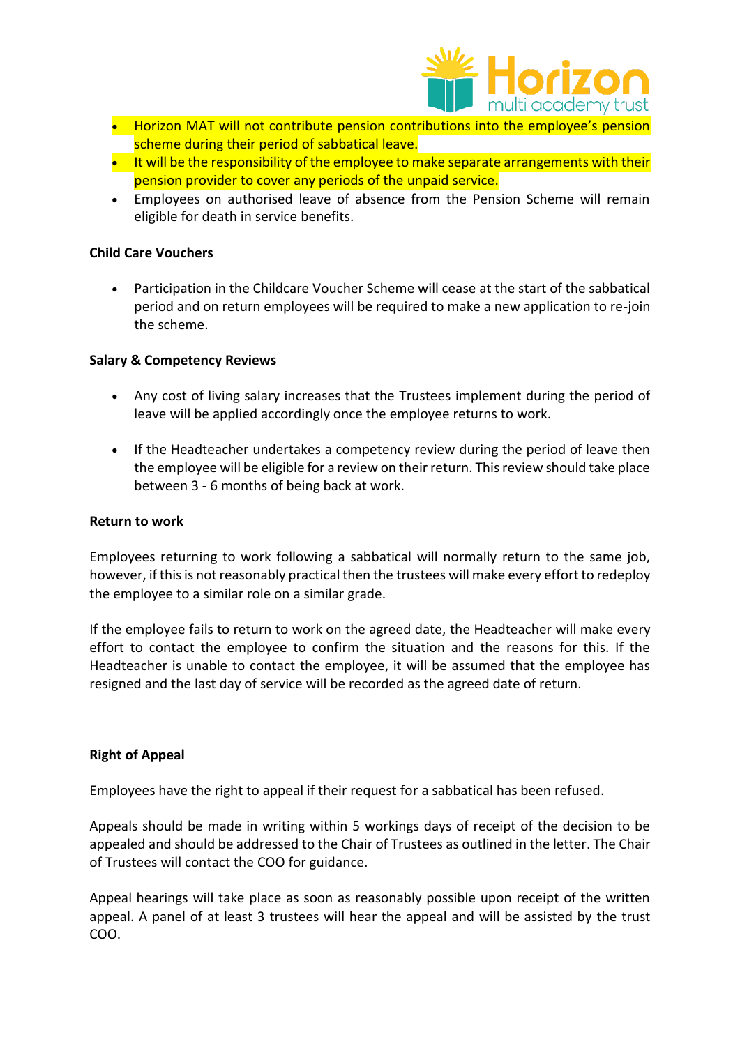- Horizon MAT will not contribute pension contributions into the employee's pension scheme during their period of sabbatical leave.
- It will be the responsibility of the employee to make separate arrangements with their pension provider to cover any periods of the unpaid service.
- Employees on authorised leave of absence from the Pension Scheme will remain eligible for death in service benefits.

**Child Care Vouchers**

- Participation in the Childcare Voucher Scheme will cease at the start of the sabbatical period and on return employees will be required to make a new application to re-join the scheme.

**Salary & Competency Reviews**

- Any cost of living salary increases that the Trustees implement during the period of leave will be applied accordingly once the employee returns to work.

- If the Headteacher undertakes a competency review during the period of leave then the employee will be eligible for a review on their return. This review should take place between 3 - 6 months of being back at work.

**Return to work**

Employees returning to work following a sabbatical will normally return to the same job, however, if this is not reasonably practical then the trustees will make every effort to redeploy the employee to a similar role on a similar grade.

If the employee fails to return to work on the agreed date, the Headteacher will make every effort to contact the employee to confirm the situation and the reasons for this. If the Headteacher is unable to contact the employee, it will be assumed that the employee has resigned and the last day of service will be recorded as the agreed date of return.

**Right of Appeal**

Employees have the right to appeal if their request for a sabbatical has been refused.

Appeals should be made in writing within 5 workings days of receipt of the decision to be appealed and should be addressed to the Chair of Trustees as outlined in the letter. The Chair of Trustees will contact the COO for guidance.

Appeal hearings will take place as soon as reasonably possible upon receipt of the written appeal. A panel of at least 3 trustees will hear the appeal and will be assisted by the trust COO.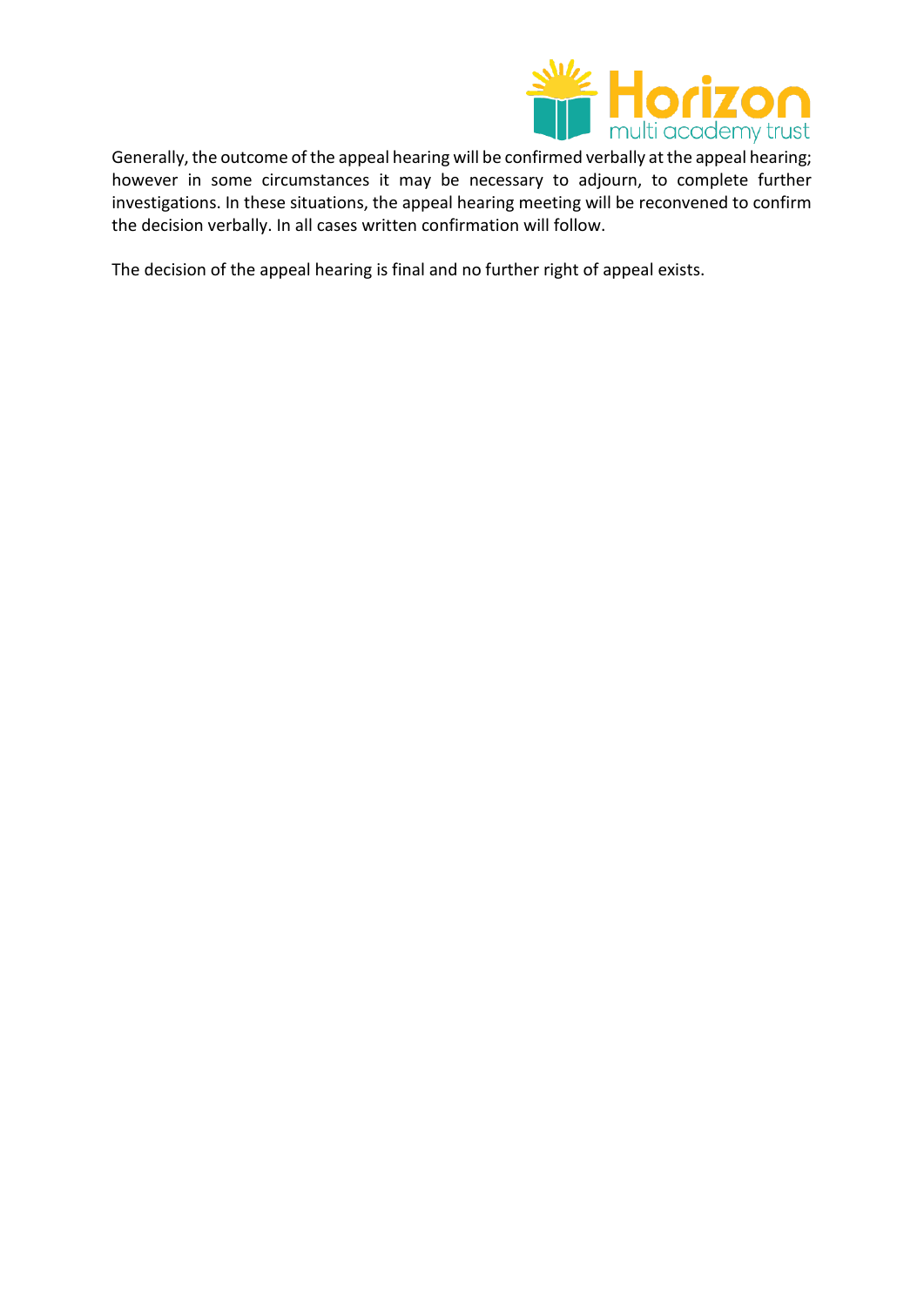Generally, the outcome of the appeal hearing will be confirmed verbally at the appeal hearing; however in some circumstances it may be necessary to adjourn, to complete further investigations. In these situations, the appeal hearing meeting will be reconvened to confirm the decision verbally. In all cases written confirmation will follow.

The decision of the appeal hearing is final and no further right of appeal exists.